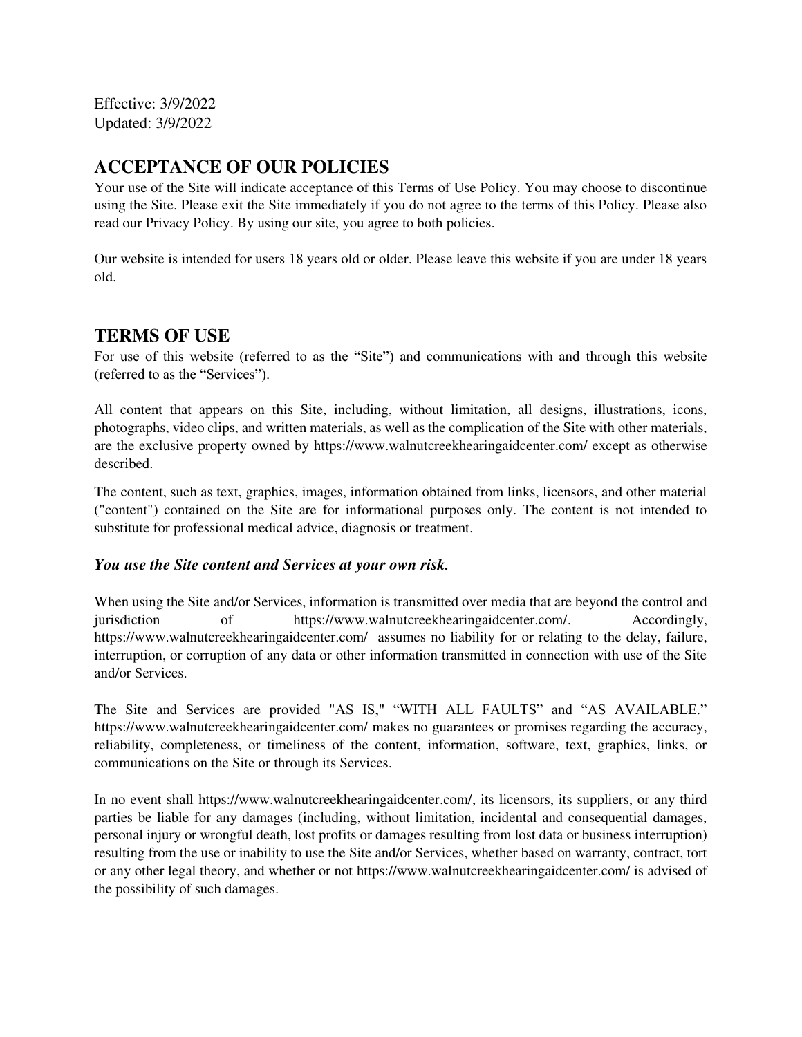Effective: 3/9/2022
Updated: 3/9/2022

## ACCEPTANCE OF OUR POLICIES

Your use of the Site will indicate acceptance of this Terms of Use Policy. You may choose to discontinue using the Site. Please exit the Site immediately if you do not agree to the terms of this Policy. Please also read our Privacy Policy. By using our site, you agree to both policies.

Our website is intended for users 18 years old or older. Please leave this website if you are under 18 years old.

## TERMS OF USE

For use of this website (referred to as the "Site") and communications with and through this website (referred to as the "Services").

All content that appears on this Site, including, without limitation, all designs, illustrations, icons, photographs, video clips, and written materials, as well as the complication of the Site with other materials, are the exclusive property owned by https://www.walnutcreekhearingaidcenter.com/ except as otherwise described.

The content, such as text, graphics, images, information obtained from links, licensors, and other material ("content") contained on the Site are for informational purposes only. The content is not intended to substitute for professional medical advice, diagnosis or treatment.

***You use the Site content and Services at your own risk.***

When using the Site and/or Services, information is transmitted over media that are beyond the control and jurisdiction of https://www.walnutcreekhearingaidcenter.com/. Accordingly, https://www.walnutcreekhearingaidcenter.com/ assumes no liability for or relating to the delay, failure, interruption, or corruption of any data or other information transmitted in connection with use of the Site and/or Services.

The Site and Services are provided "AS IS," "WITH ALL FAULTS" and "AS AVAILABLE." https://www.walnutcreekhearingaidcenter.com/ makes no guarantees or promises regarding the accuracy, reliability, completeness, or timeliness of the content, information, software, text, graphics, links, or communications on the Site or through its Services.

In no event shall https://www.walnutcreekhearingaidcenter.com/, its licensors, its suppliers, or any third parties be liable for any damages (including, without limitation, incidental and consequential damages, personal injury or wrongful death, lost profits or damages resulting from lost data or business interruption) resulting from the use or inability to use the Site and/or Services, whether based on warranty, contract, tort or any other legal theory, and whether or not https://www.walnutcreekhearingaidcenter.com/ is advised of the possibility of such damages.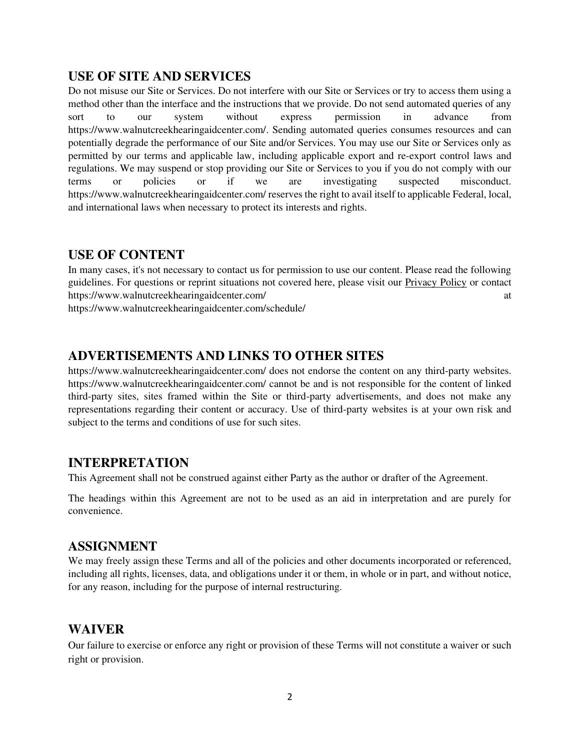## USE OF SITE AND SERVICES

Do not misuse our Site or Services. Do not interfere with our Site or Services or try to access them using a method other than the interface and the instructions that we provide. Do not send automated queries of any sort to our system without express permission in advance from https://www.walnutcreekhearingaidcenter.com/. Sending automated queries consumes resources and can potentially degrade the performance of our Site and/or Services. You may use our Site or Services only as permitted by our terms and applicable law, including applicable export and re-export control laws and regulations. We may suspend or stop providing our Site or Services to you if you do not comply with our terms or policies or if we are investigating suspected misconduct. https://www.walnutcreekhearingaidcenter.com/ reserves the right to avail itself to applicable Federal, local, and international laws when necessary to protect its interests and rights.

## USE OF CONTENT

In many cases, it's not necessary to contact us for permission to use our content. Please read the following guidelines. For questions or reprint situations not covered here, please visit our Privacy Policy or contact https://www.walnutcreekhearingaidcenter.com/ at https://www.walnutcreekhearingaidcenter.com/schedule/

## ADVERTISEMENTS AND LINKS TO OTHER SITES

https://www.walnutcreekhearingaidcenter.com/ does not endorse the content on any third-party websites. https://www.walnutcreekhearingaidcenter.com/ cannot be and is not responsible for the content of linked third-party sites, sites framed within the Site or third-party advertisements, and does not make any representations regarding their content or accuracy. Use of third-party websites is at your own risk and subject to the terms and conditions of use for such sites.

## INTERPRETATION

This Agreement shall not be construed against either Party as the author or drafter of the Agreement.

The headings within this Agreement are not to be used as an aid in interpretation and are purely for convenience.

## ASSIGNMENT

We may freely assign these Terms and all of the policies and other documents incorporated or referenced, including all rights, licenses, data, and obligations under it or them, in whole or in part, and without notice, for any reason, including for the purpose of internal restructuring.

## WAIVER

Our failure to exercise or enforce any right or provision of these Terms will not constitute a waiver or such right or provision.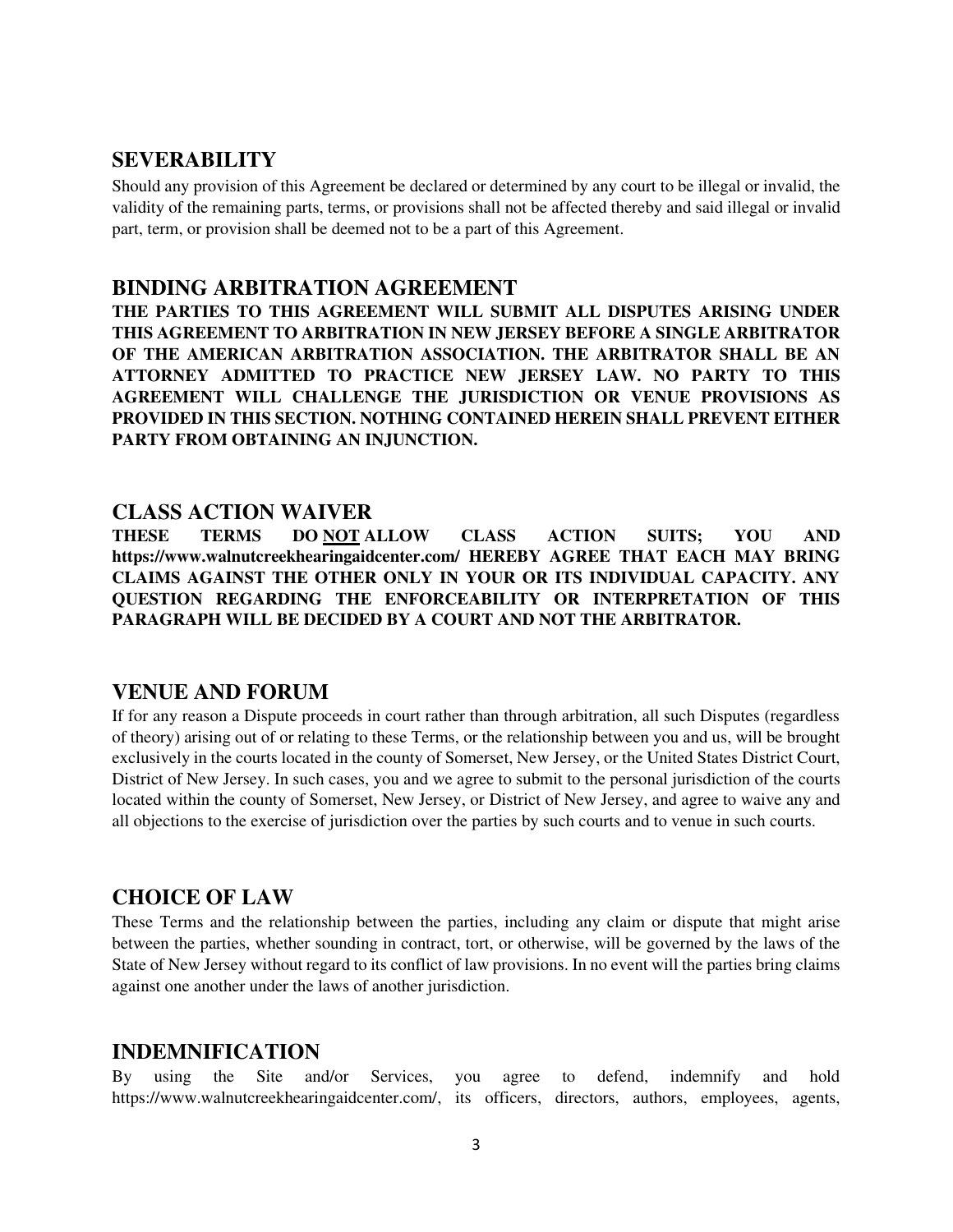## SEVERABILITY

Should any provision of this Agreement be declared or determined by any court to be illegal or invalid, the validity of the remaining parts, terms, or provisions shall not be affected thereby and said illegal or invalid part, term, or provision shall be deemed not to be a part of this Agreement.

## BINDING ARBITRATION AGREEMENT

**THE PARTIES TO THIS AGREEMENT WILL SUBMIT ALL DISPUTES ARISING UNDER THIS AGREEMENT TO ARBITRATION IN NEW JERSEY BEFORE A SINGLE ARBITRATOR OF THE AMERICAN ARBITRATION ASSOCIATION. THE ARBITRATOR SHALL BE AN ATTORNEY ADMITTED TO PRACTICE NEW JERSEY LAW. NO PARTY TO THIS AGREEMENT WILL CHALLENGE THE JURISDICTION OR VENUE PROVISIONS AS PROVIDED IN THIS SECTION. NOTHING CONTAINED HEREIN SHALL PREVENT EITHER PARTY FROM OBTAINING AN INJUNCTION.**

## CLASS ACTION WAIVER

**THESE TERMS DO <u>NOT</u> ALLOW CLASS ACTION SUITS; YOU AND https://www.walnutcreekhearingaidcenter.com/ HEREBY AGREE THAT EACH MAY BRING CLAIMS AGAINST THE OTHER ONLY IN YOUR OR ITS INDIVIDUAL CAPACITY. ANY QUESTION REGARDING THE ENFORCEABILITY OR INTERPRETATION OF THIS PARAGRAPH WILL BE DECIDED BY A COURT AND NOT THE ARBITRATOR.**

## VENUE AND FORUM

If for any reason a Dispute proceeds in court rather than through arbitration, all such Disputes (regardless of theory) arising out of or relating to these Terms, or the relationship between you and us, will be brought exclusively in the courts located in the county of Somerset, New Jersey, or the United States District Court, District of New Jersey. In such cases, you and we agree to submit to the personal jurisdiction of the courts located within the county of Somerset, New Jersey, or District of New Jersey, and agree to waive any and all objections to the exercise of jurisdiction over the parties by such courts and to venue in such courts.

## CHOICE OF LAW

These Terms and the relationship between the parties, including any claim or dispute that might arise between the parties, whether sounding in contract, tort, or otherwise, will be governed by the laws of the State of New Jersey without regard to its conflict of law provisions. In no event will the parties bring claims against one another under the laws of another jurisdiction.

## INDEMNIFICATION

By using the Site and/or Services, you agree to defend, indemnify and hold https://www.walnutcreekhearingaidcenter.com/, its officers, directors, authors, employees, agents,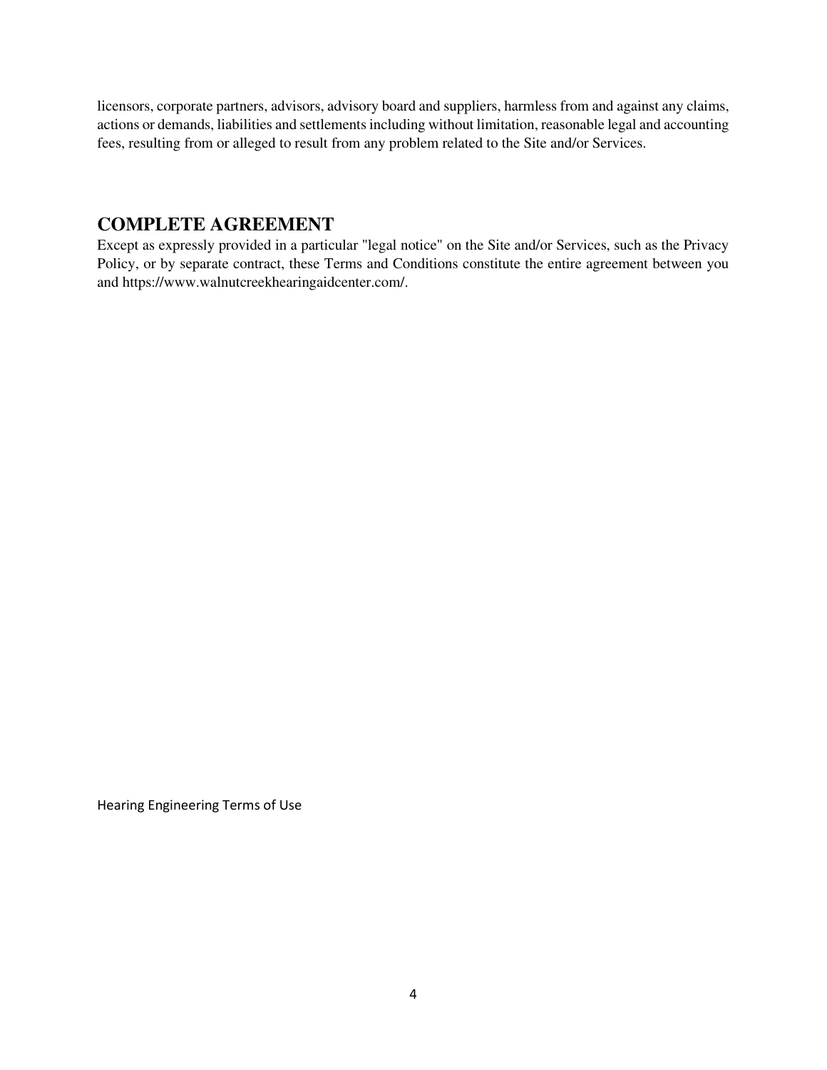licensors, corporate partners, advisors, advisory board and suppliers, harmless from and against any claims, actions or demands, liabilities and settlements including without limitation, reasonable legal and accounting fees, resulting from or alleged to result from any problem related to the Site and/or Services.

## COMPLETE AGREEMENT

Except as expressly provided in a particular "legal notice" on the Site and/or Services, such as the Privacy Policy, or by separate contract, these Terms and Conditions constitute the entire agreement between you and https://www.walnutcreekhearingaidcenter.com/.